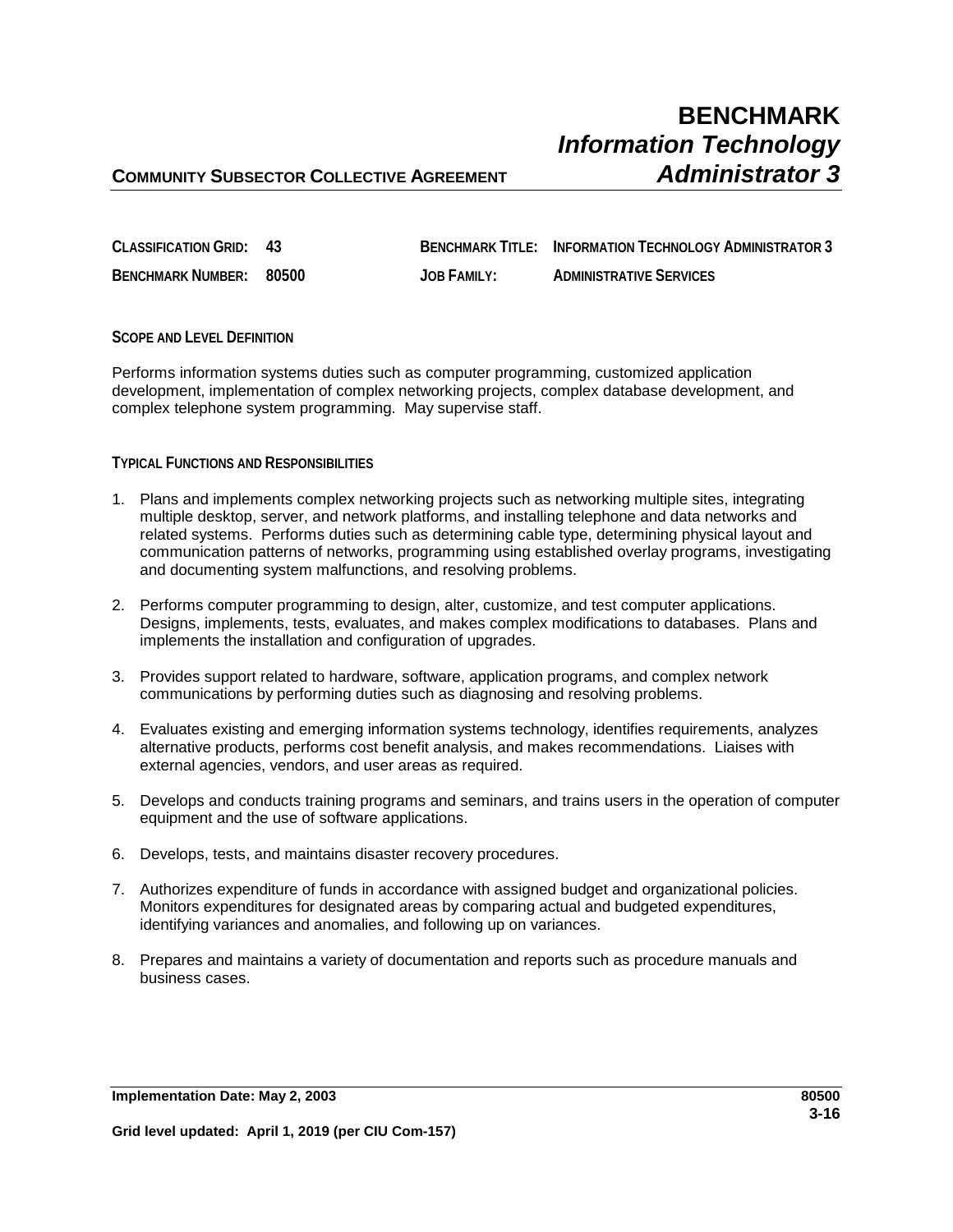# BENCHMARK
## *Information Technology Administrator 3*

**COMMUNITY SUBSECTOR COLLECTIVE AGREEMENT**

| | | | |
|---|---|---|---|
| **CLASSIFICATION GRID:** | **43** | **BENCHMARK TITLE:** | **INFORMATION TECHNOLOGY ADMINISTRATOR 3** |
| **BENCHMARK NUMBER:** | **80500** | **JOB FAMILY:** | **ADMINISTRATIVE SERVICES** |

**SCOPE AND LEVEL DEFINITION**

Performs information systems duties such as computer programming, customized application development, implementation of complex networking projects, complex database development, and complex telephone system programming. May supervise staff.

**TYPICAL FUNCTIONS AND RESPONSIBILITIES**

1. Plans and implements complex networking projects such as networking multiple sites, integrating multiple desktop, server, and network platforms, and installing telephone and data networks and related systems. Performs duties such as determining cable type, determining physical layout and communication patterns of networks, programming using established overlay programs, investigating and documenting system malfunctions, and resolving problems.

2. Performs computer programming to design, alter, customize, and test computer applications. Designs, implements, tests, evaluates, and makes complex modifications to databases. Plans and implements the installation and configuration of upgrades.

3. Provides support related to hardware, software, application programs, and complex network communications by performing duties such as diagnosing and resolving problems.

4. Evaluates existing and emerging information systems technology, identifies requirements, analyzes alternative products, performs cost benefit analysis, and makes recommendations. Liaises with external agencies, vendors, and user areas as required.

5. Develops and conducts training programs and seminars, and trains users in the operation of computer equipment and the use of software applications.

6. Develops, tests, and maintains disaster recovery procedures.

7. Authorizes expenditure of funds in accordance with assigned budget and organizational policies. Monitors expenditures for designated areas by comparing actual and budgeted expenditures, identifying variances and anomalies, and following up on variances.

8. Prepares and maintains a variety of documentation and reports such as procedure manuals and business cases.

**Implementation Date: May 2, 2003**

**Grid level updated: April 1, 2019 (per CIU Com-157)**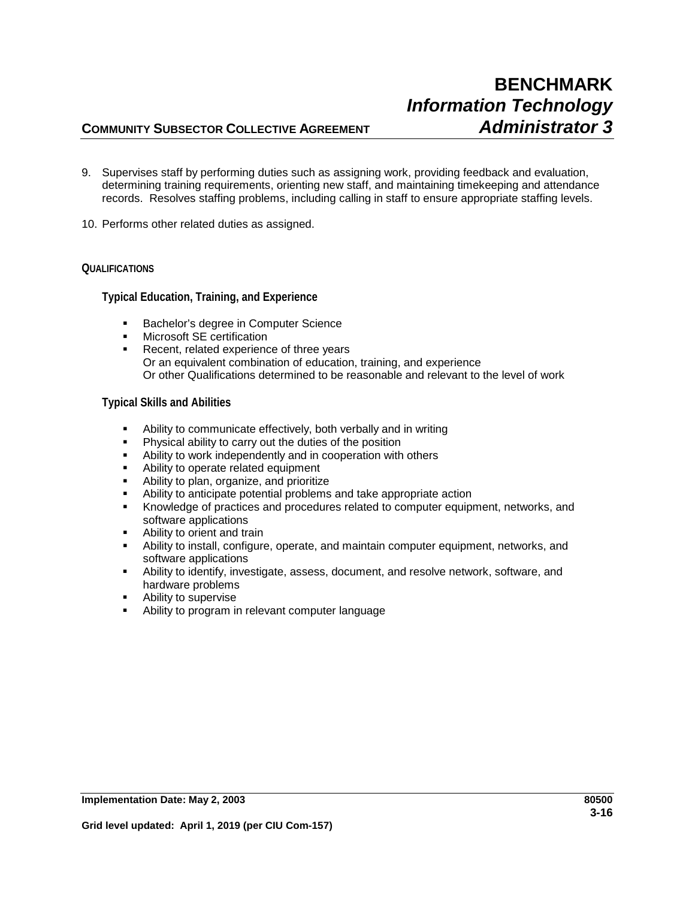9. Supervises staff by performing duties such as assigning work, providing feedback and evaluation, determining training requirements, orienting new staff, and maintaining timekeeping and attendance records. Resolves staffing problems, including calling in staff to ensure appropriate staffing levels.

10. Performs other related duties as assigned.

## QUALIFICATIONS

### Typical Education, Training, and Experience

- Bachelor's degree in Computer Science
- Microsoft SE certification
- Recent, related experience of three years
  Or an equivalent combination of education, training, and experience
  Or other Qualifications determined to be reasonable and relevant to the level of work

### Typical Skills and Abilities

- Ability to communicate effectively, both verbally and in writing
- Physical ability to carry out the duties of the position
- Ability to work independently and in cooperation with others
- Ability to operate related equipment
- Ability to plan, organize, and prioritize
- Ability to anticipate potential problems and take appropriate action
- Knowledge of practices and procedures related to computer equipment, networks, and software applications
- Ability to orient and train
- Ability to install, configure, operate, and maintain computer equipment, networks, and software applications
- Ability to identify, investigate, assess, document, and resolve network, software, and hardware problems
- Ability to supervise
- Ability to program in relevant computer language

**Implementation Date: May 2, 2003** **80500**

**Grid level updated: April 1, 2019 (per CIU Com-157)**